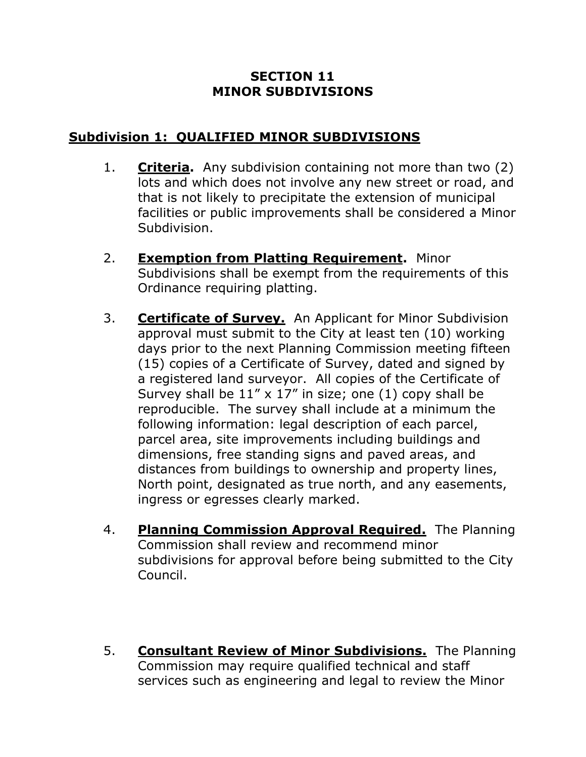# SECTION 11
# MINOR SUBDIVISIONS

## Subdivision 1: QUALIFIED MINOR SUBDIVISIONS

1. **Criteria.** Any subdivision containing not more than two (2) lots and which does not involve any new street or road, and that is not likely to precipitate the extension of municipal facilities or public improvements shall be considered a Minor Subdivision.

2. **Exemption from Platting Requirement.** Minor Subdivisions shall be exempt from the requirements of this Ordinance requiring platting.

3. **Certificate of Survey.** An Applicant for Minor Subdivision approval must submit to the City at least ten (10) working days prior to the next Planning Commission meeting fifteen (15) copies of a Certificate of Survey, dated and signed by a registered land surveyor. All copies of the Certificate of Survey shall be 11" x 17" in size; one (1) copy shall be reproducible. The survey shall include at a minimum the following information: legal description of each parcel, parcel area, site improvements including buildings and dimensions, free standing signs and paved areas, and distances from buildings to ownership and property lines, North point, designated as true north, and any easements, ingress or egresses clearly marked.

4. **Planning Commission Approval Required.** The Planning Commission shall review and recommend minor subdivisions for approval before being submitted to the City Council.

5. **Consultant Review of Minor Subdivisions.** The Planning Commission may require qualified technical and staff services such as engineering and legal to review the Minor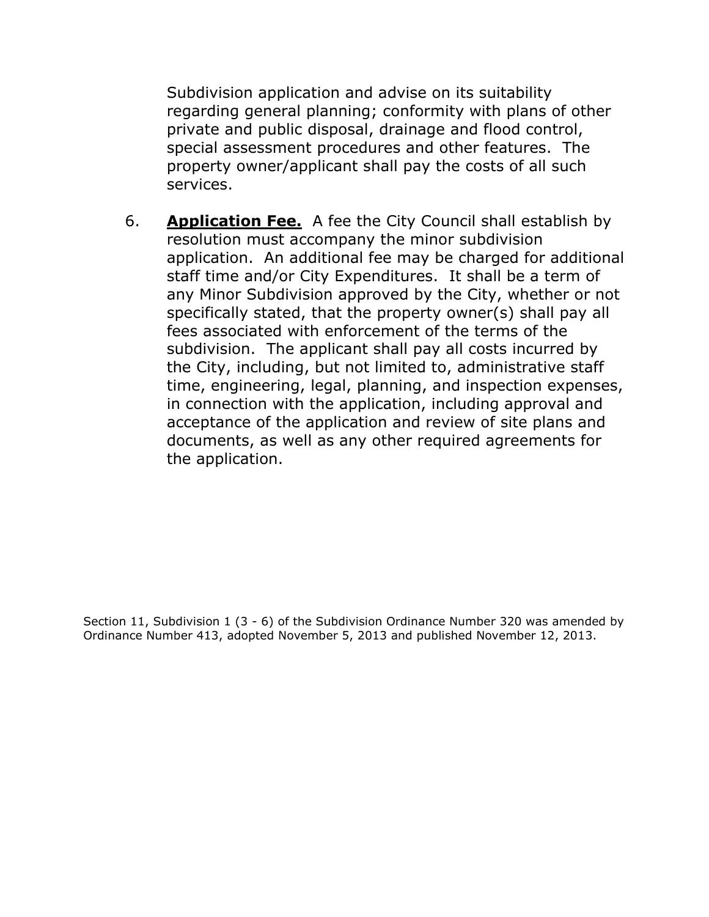Subdivision application and advise on its suitability regarding general planning; conformity with plans of other private and public disposal, drainage and flood control, special assessment procedures and other features. The property owner/applicant shall pay the costs of all such services.

6. **Application Fee.** A fee the City Council shall establish by resolution must accompany the minor subdivision application. An additional fee may be charged for additional staff time and/or City Expenditures. It shall be a term of any Minor Subdivision approved by the City, whether or not specifically stated, that the property owner(s) shall pay all fees associated with enforcement of the terms of the subdivision. The applicant shall pay all costs incurred by the City, including, but not limited to, administrative staff time, engineering, legal, planning, and inspection expenses, in connection with the application, including approval and acceptance of the application and review of site plans and documents, as well as any other required agreements for the application.

Section 11, Subdivision 1 (3 - 6) of the Subdivision Ordinance Number 320 was amended by Ordinance Number 413, adopted November 5, 2013 and published November 12, 2013.